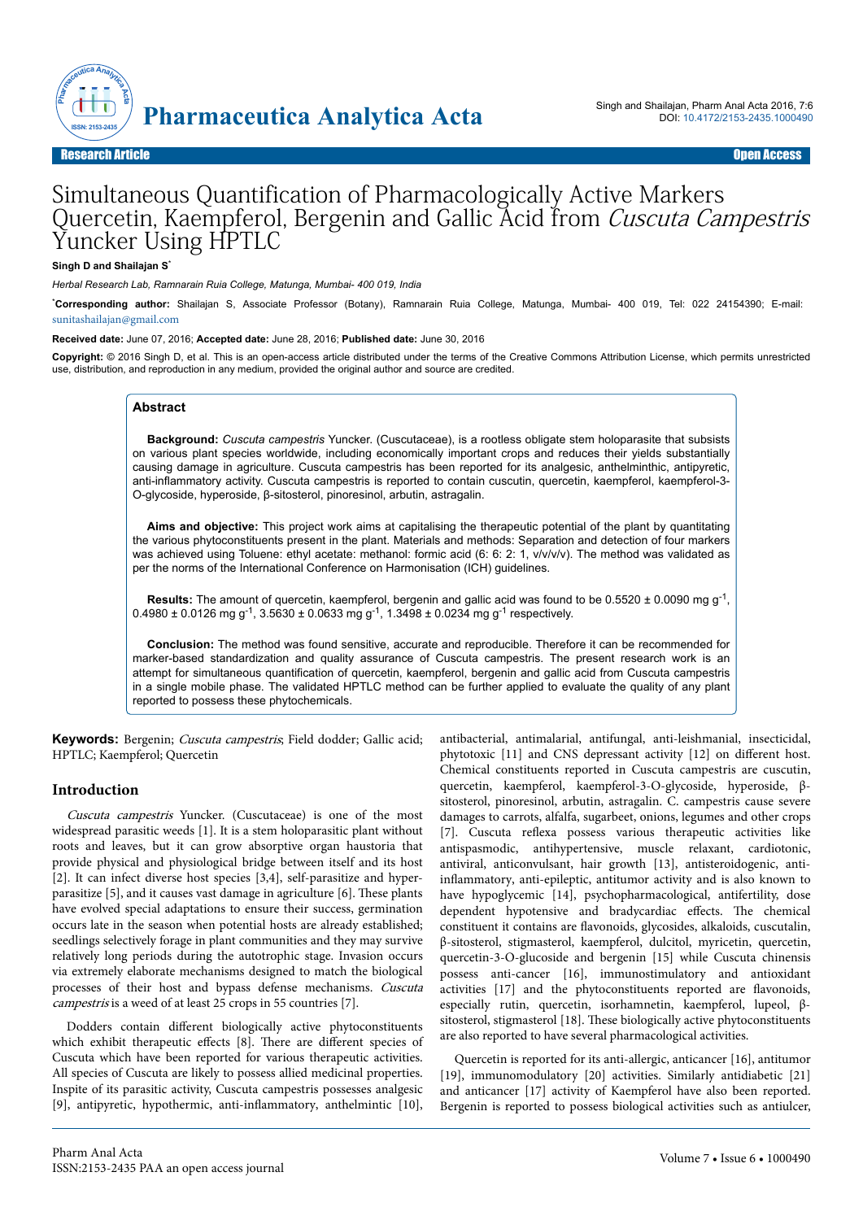Research Article | Open Access

# Simultaneous Quantification of Pharmacologically Active Markers Quercetin, Kaempferol, Bergenin and Gallic Acid from *Cuscuta Campestris* Yuncker Using HPTLC

**Singh D and Shailajan S***

*Herbal Research Lab, Ramnarain Ruia College, Matunga, Mumbai- 400 019, India*

***Corresponding author:** Shailajan S, Associate Professor (Botany), Ramnarain Ruia College, Matunga, Mumbai- 400 019, Tel: 022 24154390; E-mail: sunitashailajan@gmail.com

**Received date:** June 07, 2016; **Accepted date:** June 28, 2016; **Published date:** June 30, 2016

**Copyright:** © 2016 Singh D, et al. This is an open-access article distributed under the terms of the Creative Commons Attribution License, which permits unrestricted use, distribution, and reproduction in any medium, provided the original author and source are credited.

## Abstract

**Background:** *Cuscuta campestris* Yuncker. (Cuscutaceae), is a rootless obligate stem holoparasite that subsists on various plant species worldwide, including economically important crops and reduces their yields substantially causing damage in agriculture. Cuscuta campestris has been reported for its analgesic, anthelminthic, antipyretic, anti-inflammatory activity. Cuscuta campestris is reported to contain cuscutin, quercetin, kaempferol, kaempferol-3-O-glycoside, hyperoside, β-sitosterol, pinoresinol, arbutin, astragalin.

**Aims and objective:** This project work aims at capitalising the therapeutic potential of the plant by quantitating the various phytoconstituents present in the plant. Materials and methods: Separation and detection of four markers was achieved using Toluene: ethyl acetate: methanol: formic acid (6: 6: 2: 1, v/v/v/v). The method was validated as per the norms of the International Conference on Harmonisation (ICH) guidelines.

**Results:** The amount of quercetin, kaempferol, bergenin and gallic acid was found to be 0.5520 ± 0.0090 mg $g^{-1}$, 0.4980 ± 0.0126 mg $g^{-1}$, 3.5630 ± 0.0633 mg $g^{-1}$, 1.3498 ± 0.0234 mg $g^{-1}$ respectively.

**Conclusion:** The method was found sensitive, accurate and reproducible. Therefore it can be recommended for marker-based standardization and quality assurance of Cuscuta campestris. The present research work is an attempt for simultaneous quantification of quercetin, kaempferol, bergenin and gallic acid from Cuscuta campestris in a single mobile phase. The validated HPTLC method can be further applied to evaluate the quality of any plant reported to possess these phytochemicals.

**Keywords:** Bergenin; *Cuscuta campestris*; Field dodder; Gallic acid; HPTLC; Kaempferol; Quercetin

## Introduction

*Cuscuta campestris* Yuncker. (Cuscutaceae) is one of the most widespread parasitic weeds [1]. It is a stem holoparasitic plant without roots and leaves, but it can grow absorptive organ haustoria that provide physical and physiological bridge between itself and its host [2]. It can infect diverse host species [3,4], self-parasitize and hyper-parasitize [5], and it causes vast damage in agriculture [6]. These plants have evolved special adaptations to ensure their success, germination occurs late in the season when potential hosts are already established; seedlings selectively forage in plant communities and they may survive relatively long periods during the autotrophic stage. Invasion occurs via extremely elaborate mechanisms designed to match the biological processes of their host and bypass defense mechanisms. *Cuscuta campestris* is a weed of at least 25 crops in 55 countries [7].

Dodders contain different biologically active phytoconstituents which exhibit therapeutic effects [8]. There are different species of Cuscuta which have been reported for various therapeutic activities. All species of Cuscuta are likely to possess allied medicinal properties. Inspite of its parasitic activity, Cuscuta campestris possesses analgesic [9], antipyretic, hypothermic, anti-inflammatory, anthelmintic [10], antibacterial, antimalarial, antifungal, anti-leishmanial, insecticidal, phytotoxic [11] and CNS depressant activity [12] on different host. Chemical constituents reported in Cuscuta campestris are cuscutin, quercetin, kaempferol, kaempferol-3-O-glycoside, hyperoside, β-sitosterol, pinoresinol, arbutin, astragalin. C. campestris cause severe damages to carrots, alfalfa, sugarbeet, onions, legumes and other crops [7]. Cuscuta reflexa possess various therapeutic activities like antispasmodic, antihypertensive, muscle relaxant, cardiotonic, antiviral, anticonvulsant, hair growth [13], antisteroidogenic, anti-inflammatory, anti-epileptic, antitumor activity and is also known to have hypoglycemic [14], psychopharmacological, antifertility, dose dependent hypotensive and bradycardiac effects. The chemical constituent it contains are flavonoids, glycosides, alkaloids, cuscutalin, β-sitosterol, kaempferol, dulcitol, myricetin, quercetin, quercetin-3-O-glucoside and bergenin [15] while Cuscuta chinensis possess anti-cancer [16], immunostimulatory and antioxidant activities [17] and the phytoconstituents reported are flavonoids, especially rutin, quercetin, isorhamnetin, kaempferol, lupeol, β-sitosterol, stigmasterol [18]. These biologically active phytoconstituents are also reported to have several pharmacological activities.

Quercetin is reported for its anti-allergic, anticancer [16], antitumor [19], immunomodulatory [20] activities. Similarly antidiabetic [21] and anticancer [17] activity of Kaempferol have also been reported. Bergenin is reported to possess biological activities such as antiulcer,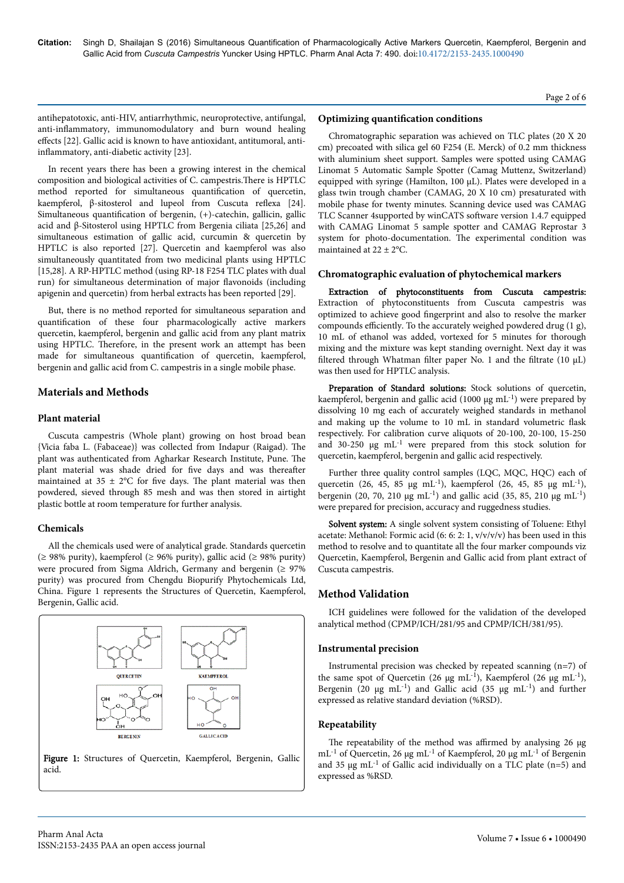antihepatotoxic, anti-HIV, antiarrhythmic, neuroprotective, antifungal, anti-inflammatory, immunomodulatory and burn wound healing effects [22]. Gallic acid is known to have antioxidant, antitumoral, anti-inflammatory, anti-diabetic activity [23].

In recent years there has been a growing interest in the chemical composition and biological activities of C. campestris.There is HPTLC method reported for simultaneous quantification of quercetin, kaempferol, β-sitosterol and lupeol from Cuscuta reflexa [24]. Simultaneous quantification of bergenin, (+)-catechin, gallicin, gallic acid and β-Sitosterol using HPTLC from Bergenia ciliata [25,26] and simultaneous estimation of gallic acid, curcumin & quercetin by HPTLC is also reported [27]. Quercetin and kaempferol was also simultaneously quantitated from two medicinal plants using HPTLC [15,28]. A RP-HPTLC method (using RP-18 F254 TLC plates with dual run) for simultaneous determination of major flavonoids (including apigenin and quercetin) from herbal extracts has been reported [29].

But, there is no method reported for simultaneous separation and quantification of these four pharmacologically active markers quercetin, kaempferol, bergenin and gallic acid from any plant matrix using HPTLC. Therefore, in the present work an attempt has been made for simultaneous quantification of quercetin, kaempferol, bergenin and gallic acid from C. campestris in a single mobile phase.

## Materials and Methods

### Plant material

Cuscuta campestris (Whole plant) growing on host broad bean {Vicia faba L. (Fabaceae)} was collected from Indapur (Raigad). The plant was authenticated from Agharkar Research Institute, Pune. The plant material was shade dried for five days and was thereafter maintained at 35 ± 2°C for five days. The plant material was then powdered, sieved through 85 mesh and was then stored in airtight plastic bottle at room temperature for further analysis.

### Chemicals

All the chemicals used were of analytical grade. Standards quercetin (≥ 98% purity), kaempferol (≥ 96% purity), gallic acid (≥ 98% purity) were procured from Sigma Aldrich, Germany and bergenin (≥ 97% purity) was procured from Chengdu Biopurify Phytochemicals Ltd, China. Figure 1 represents the Structures of Quercetin, Kaempferol, Bergenin, Gallic acid.

**Figure 1:** Structures of Quercetin, Kaempferol, Bergenin, Gallic acid.

### Optimizing quantification conditions

Chromatographic separation was achieved on TLC plates (20 X 20 cm) precoated with silica gel 60 F254 (E. Merck) of 0.2 mm thickness with aluminium sheet support. Samples were spotted using CAMAG Linomat 5 Automatic Sample Spotter (Camag Muttenz, Switzerland) equipped with syringe (Hamilton, 100 µL). Plates were developed in a glass twin trough chamber (CAMAG, 20 X 10 cm) presaturated with mobile phase for twenty minutes. Scanning device used was CAMAG TLC Scanner 4supported by winCATS software version 1.4.7 equipped with CAMAG Linomat 5 sample spotter and CAMAG Reprostar 3 system for photo-documentation. The experimental condition was maintained at 22 ± 2°C.

### Chromatographic evaluation of phytochemical markers

**Extraction of phytoconstituents from Cuscuta campestris:** Extraction of phytoconstituents from Cuscuta campestris was optimized to achieve good fingerprint and also to resolve the marker compounds efficiently. To the accurately weighed powdered drug (1 g), 10 mL of ethanol was added, vortexed for 5 minutes for thorough mixing and the mixture was kept standing overnight. Next day it was filtered through Whatman filter paper No. 1 and the filtrate (10 µL) was then used for HPTLC analysis.

**Preparation of Standard solutions:** Stock solutions of quercetin, kaempferol, bergenin and gallic acid (1000 µg $mL^{-1}$) were prepared by dissolving 10 mg each of accurately weighed standards in methanol and making up the volume to 10 mL in standard volumetric flask respectively. For calibration curve aliquots of 20-100, 20-100, 15-250 and 30-250 µg $mL^{-1}$ were prepared from this stock solution for quercetin, kaempferol, bergenin and gallic acid respectively.

Further three quality control samples (LQC, MQC, HQC) each of quercetin (26, 45, 85 µg $mL^{-1}$), kaempferol (26, 45, 85 µg $mL^{-1}$), bergenin (20, 70, 210 µg $mL^{-1}$) and gallic acid (35, 85, 210 µg $mL^{-1}$) were prepared for precision, accuracy and ruggedness studies.

**Solvent system:** A single solvent system consisting of Toluene: Ethyl acetate: Methanol: Formic acid (6: 6: 2: 1, v/v/v/v) has been used in this method to resolve and to quantitate all the four marker compounds viz Quercetin, Kaempferol, Bergenin and Gallic acid from plant extract of Cuscuta campestris.

## Method Validation

ICH guidelines were followed for the validation of the developed analytical method (CPMP/ICH/281/95 and CPMP/ICH/381/95).

### Instrumental precision

Instrumental precision was checked by repeated scanning (n=7) of the same spot of Quercetin (26 µg $mL^{-1}$), Kaempferol (26 µg $mL^{-1}$), Bergenin (20 µg $mL^{-1}$) and Gallic acid (35 µg $mL^{-1}$) and further expressed as relative standard deviation (%RSD).

### Repeatability

The repeatability of the method was affirmed by analysing 26 µg $mL^{-1}$ of Quercetin, 26 µg $mL^{-1}$ of Kaempferol, 20 µg $mL^{-1}$ of Bergenin and 35 µg $mL^{-1}$ of Gallic acid individually on a TLC plate (n=5) and expressed as %RSD.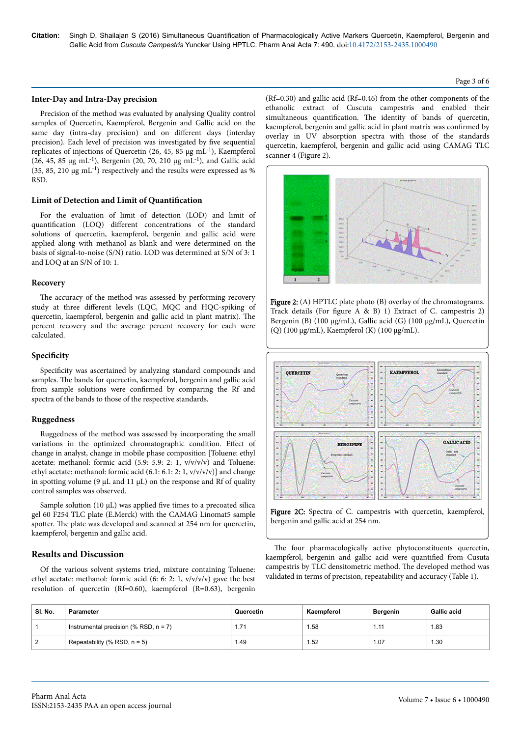### Inter-Day and Intra-Day precision

Precision of the method was evaluated by analysing Quality control samples of Quercetin, Kaempferol, Bergenin and Gallic acid on the same day (intra-day precision) and on different days (interday precision). Each level of precision was investigated by five sequential replicates of injections of Quercetin (26, 45, 85 µg $mL^{-1}$), Kaempferol (26, 45, 85 µg $mL^{-1}$), Bergenin (20, 70, 210 µg $mL^{-1}$), and Gallic acid (35, 85, 210 µg $mL^{-1}$) respectively and the results were expressed as % RSD.

### Limit of Detection and Limit of Quantification

For the evaluation of limit of detection (LOD) and limit of quantification (LOQ) different concentrations of the standard solutions of quercetin, kaempferol, bergenin and gallic acid were applied along with methanol as blank and were determined on the basis of signal-to-noise (S/N) ratio. LOD was determined at S/N of 3: 1 and LOQ at an S/N of 10: 1.

### Recovery

The accuracy of the method was assessed by performing recovery study at three different levels (LQC, MQC and HQC-spiking of quercetin, kaempferol, bergenin and gallic acid in plant matrix). The percent recovery and the average percent recovery for each were calculated.

### Specificity

Specificity was ascertained by analyzing standard compounds and samples. The bands for quercetin, kaempferol, bergenin and gallic acid from sample solutions were confirmed by comparing the Rf and spectra of the bands to those of the respective standards.

### Ruggedness

Ruggedness of the method was assessed by incorporating the small variations in the optimized chromatographic condition. Effect of change in analyst, change in mobile phase composition [Toluene: ethyl acetate: methanol: formic acid (5.9: 5.9: 2: 1, v/v/v/v) and Toluene: ethyl acetate: methanol: formic acid (6.1: 6.1: 2: 1, v/v/v/v)] and change in spotting volume (9 µL and 11 µL) on the response and Rf of quality control samples was observed.

Sample solution (10 µL) was applied five times to a precoated silica gel 60 F254 TLC plate (E.Merck) with the CAMAG Linomat5 sample spotter. The plate was developed and scanned at 254 nm for quercetin, kaempferol, bergenin and gallic acid.

## Results and Discussion

Of the various solvent systems tried, mixture containing Toluene: ethyl acetate: methanol: formic acid (6: 6: 2: 1, v/v/v/v) gave the best resolution of quercetin (Rf=0.60), kaempferol (R=0.63), bergenin (Rf=0.30) and gallic acid (Rf=0.46) from the other components of the ethanolic extract of Cuscuta campestris and enabled their simultaneous quantification. The identity of bands of quercetin, kaempferol, bergenin and gallic acid in plant matrix was confirmed by overlay in UV absorption spectra with those of the standards quercetin, kaempferol, bergenin and gallic acid using CAMAG TLC scanner 4 (Figure 2).

**Figure 2:** (A) HPTLC plate photo (B) overlay of the chromatograms. Track details (For figure A & B) 1) Extract of C. campestris 2) Bergenin (B) (100 µg/mL), Gallic acid (G) (100 µg/mL), Quercetin (Q) (100 µg/mL), Kaempferol (K) (100 µg/mL).

**Figure 2C:** Spectra of C. campestris with quercetin, kaempferol, bergenin and gallic acid at 254 nm.

The four pharmacologically active phytoconstituents quercetin, kaempferol, bergenin and gallic acid were quantified from Cusuta campestris by TLC densitometric method. The developed method was validated in terms of precision, repeatability and accuracy (Table 1).

| Sl. No. | Parameter | Quercetin | Kaempferol | Bergenin | Gallic acid |
|---|---|---|---|---|---|
| 1 | Instrumental precision (% RSD, n = 7) | 1.71 | 1.58 | 1.11 | 1.83 |
| 2 | Repeatability (% RSD, n = 5) | 1.49 | 1.52 | 1.07 | 1.30 |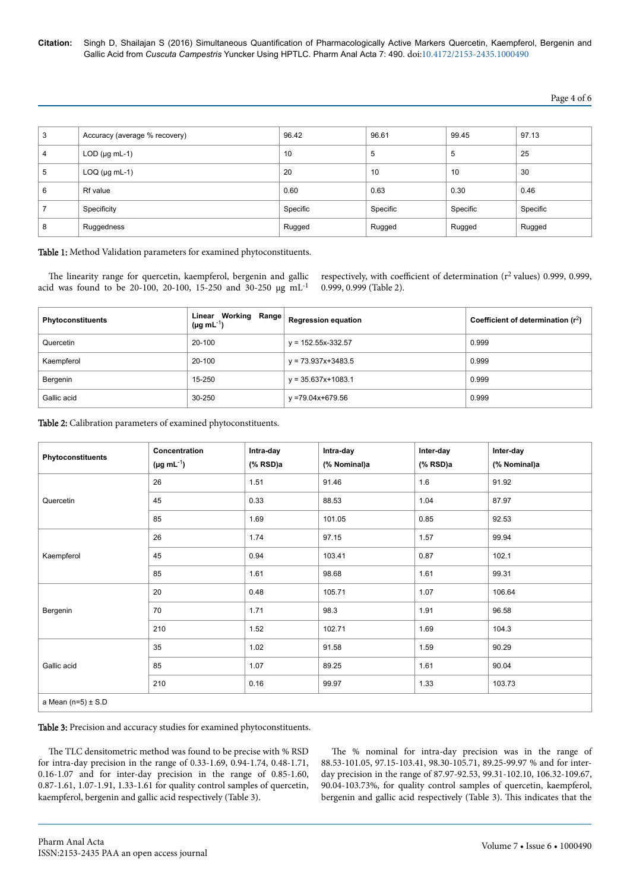| 3 | Accuracy (average % recovery) | 96.42 | 96.61 | 99.45 | 97.13 |
|---|---|---|---|---|---|
| 4 | LOD (μg mL-1) | 10 | 5 | 5 | 25 |
| 5 | LOQ (μg mL-1) | 20 | 10 | 10 | 30 |
| 6 | Rf value | 0.60 | 0.63 | 0.30 | 0.46 |
| 7 | Specificity | Specific | Specific | Specific | Specific |
| 8 | Ruggedness | Rugged | Rugged | Rugged | Rugged |

**Table 1:** Method Validation parameters for examined phytoconstituents.

The linearity range for quercetin, kaempferol, bergenin and gallic acid was found to be 20-100, 20-100, 15-250 and 30-250 μg $mL^{-1}$ respectively, with coefficient of determination ($r^2$ values) 0.999, 0.999, 0.999, 0.999 (Table 2).

| Phytoconstituents | Linear Working Range (μg $mL^{-1}$) | Regression equation | Coefficient of determination ($r^2$) |
|---|---|---|---|
| Quercetin | 20-100 | y = 152.55x-332.57 | 0.999 |
| Kaempferol | 20-100 | y = 73.937x+3483.5 | 0.999 |
| Bergenin | 15-250 | y = 35.637x+1083.1 | 0.999 |
| Gallic acid | 30-250 | y =79.04x+679.56 | 0.999 |

**Table 2:** Calibration parameters of examined phytoconstituents.

| Phytoconstituents | Concentration (μg $mL^{-1}$) | Intra-day (% RSD)a | Intra-day (% Nominal)a | Inter-day (% RSD)a | Inter-day (% Nominal)a |
|---|---|---|---|---|---|
| Quercetin | 26 | 1.51 | 91.46 | 1.6 | 91.92 |
| | 45 | 0.33 | 88.53 | 1.04 | 87.97 |
| | 85 | 1.69 | 101.05 | 0.85 | 92.53 |
| Kaempferol | 26 | 1.74 | 97.15 | 1.57 | 99.94 |
| | 45 | 0.94 | 103.41 | 0.87 | 102.1 |
| | 85 | 1.61 | 98.68 | 1.61 | 99.31 |
| Bergenin | 20 | 0.48 | 105.71 | 1.07 | 106.64 |
| | 70 | 1.71 | 98.3 | 1.91 | 96.58 |
| | 210 | 1.52 | 102.71 | 1.69 | 104.3 |
| Gallic acid | 35 | 1.02 | 91.58 | 1.59 | 90.29 |
| | 85 | 1.07 | 89.25 | 1.61 | 90.04 |
| | 210 | 0.16 | 99.97 | 1.33 | 103.73 |
| a Mean (n=5) ± S.D | | | | | |

**Table 3:** Precision and accuracy studies for examined phytoconstituents.

The TLC densitometric method was found to be precise with % RSD for intra-day precision in the range of 0.33-1.69, 0.94-1.74, 0.48-1.71, 0.16-1.07 and for inter-day precision in the range of 0.85-1.60, 0.87-1.61, 1.07-1.91, 1.33-1.61 for quality control samples of quercetin, kaempferol, bergenin and gallic acid respectively (Table 3).

The % nominal for intra-day precision was in the range of 88.53-101.05, 97.15-103.41, 98.30-105.71, 89.25-99.97 % and for inter-day precision in the range of 87.97-92.53, 99.31-102.10, 106.32-109.67, 90.04-103.73%, for quality control samples of quercetin, kaempferol, bergenin and gallic acid respectively (Table 3). This indicates that the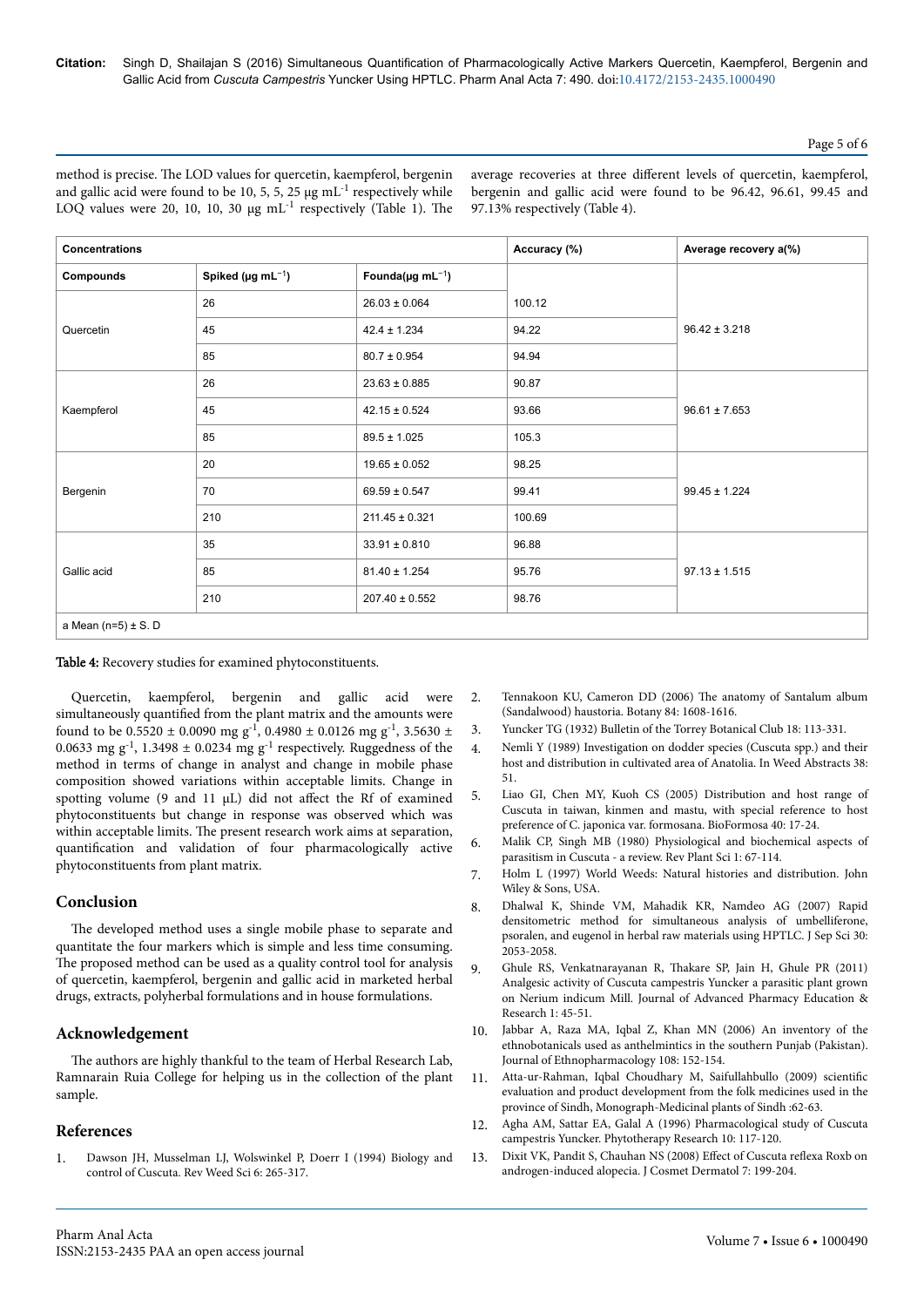method is precise. The LOD values for quercetin, kaempferol, bergenin and gallic acid were found to be 10, 5, 5, 25 μg $mL^{-1}$ respectively while LOQ values were 20, 10, 10, 30 μg $mL^{-1}$ respectively (Table 1). The average recoveries at three different levels of quercetin, kaempferol, bergenin and gallic acid were found to be 96.42, 96.61, 99.45 and 97.13% respectively (Table 4).

| Concentrations | | | Accuracy (%) | Average recovery a(%) |
|---|---|---|---|---|
| Compounds | Spiked (μg $mL^{-1}$) | Founda(μg $mL^{-1}$) | | |
| Quercetin | 26 | 26.03 ± 0.064 | 100.12 | 96.42 ± 3.218 |
| | 45 | 42.4 ± 1.234 | 94.22 | |
| | 85 | 80.7 ± 0.954 | 94.94 | |
| Kaempferol | 26 | 23.63 ± 0.885 | 90.87 | 96.61 ± 7.653 |
| | 45 | 42.15 ± 0.524 | 93.66 | |
| | 85 | 89.5 ± 1.025 | 105.3 | |
| Bergenin | 20 | 19.65 ± 0.052 | 98.25 | 99.45 ± 1.224 |
| | 70 | 69.59 ± 0.547 | 99.41 | |
| | 210 | 211.45 ± 0.321 | 100.69 | |
| Gallic acid | 35 | 33.91 ± 0.810 | 96.88 | 97.13 ± 1.515 |
| | 85 | 81.40 ± 1.254 | 95.76 | |
| | 210 | 207.40 ± 0.552 | 98.76 | |
| a Mean (n=5) ± S. D | | | | |

**Table 4:** Recovery studies for examined phytoconstituents.

Quercetin, kaempferol, bergenin and gallic acid were simultaneously quantified from the plant matrix and the amounts were found to be 0.5520 ± 0.0090 mg $g^{-1}$, 0.4980 ± 0.0126 mg $g^{-1}$, 3.5630 ± 0.0633 mg $g^{-1}$, 1.3498 ± 0.0234 mg $g^{-1}$ respectively. Ruggedness of the method in terms of change in analyst and change in mobile phase composition showed variations within acceptable limits. Change in spotting volume (9 and 11 μL) did not affect the Rf of examined phytoconstituents but change in response was observed which was within acceptable limits. The present research work aims at separation, quantification and validation of four pharmacologically active phytoconstituents from plant matrix.

## Conclusion

The developed method uses a single mobile phase to separate and quantitate the four markers which is simple and less time consuming. The proposed method can be used as a quality control tool for analysis of quercetin, kaempferol, bergenin and gallic acid in marketed herbal drugs, extracts, polyherbal formulations and in house formulations.

## Acknowledgement

The authors are highly thankful to the team of Herbal Research Lab, Ramnarain Ruia College for helping us in the collection of the plant sample.

## References

1. Dawson JH, Musselman LJ, Wolswinkel P, Doerr I (1994) Biology and control of Cuscuta. Rev Weed Sci 6: 265-317.
2. Tennakoon KU, Cameron DD (2006) The anatomy of Santalum album (Sandalwood) haustoria. Botany 84: 1608-1616.
3. Yuncker TG (1932) Bulletin of the Torrey Botanical Club 18: 113-331.
4. Nemli Y (1989) Investigation on dodder species (Cuscuta spp.) and their host and distribution in cultivated area of Anatolia. In Weed Abstracts 38: 51.
5. Liao GI, Chen MY, Kuoh CS (2005) Distribution and host range of Cuscuta in taiwan, kinmen and mastu, with special reference to host preference of C. japonica var. formosana. BioFormosa 40: 17-24.
6. Malik CP, Singh MB (1980) Physiological and biochemical aspects of parasitism in Cuscuta - a review. Rev Plant Sci 1: 67-114.
7. Holm L (1997) World Weeds: Natural histories and distribution. John Wiley & Sons, USA.
8. Dhalwal K, Shinde VM, Mahadik KR, Namdeo AG (2007) Rapid densitometric method for simultaneous analysis of umbelliferone, psoralen, and eugenol in herbal raw materials using HPTLC. J Sep Sci 30: 2053-2058.
9. Ghule RS, Venkatnarayanan R, Thakare SP, Jain H, Ghule PR (2011) Analgesic activity of Cuscuta campestris Yuncker a parasitic plant grown on Nerium indicum Mill. Journal of Advanced Pharmacy Education & Research 1: 45-51.
10. Jabbar A, Raza MA, Iqbal Z, Khan MN (2006) An inventory of the ethnobotanicals used as anthelmintics in the southern Punjab (Pakistan). Journal of Ethnopharmacology 108: 152-154.
11. Atta-ur-Rahman, Iqbal Choudhary M, Saifullahbullo (2009) scientific evaluation and product development from the folk medicines used in the province of Sindh, Monograph-Medicinal plants of Sindh :62-63.
12. Agha AM, Sattar EA, Galal A (1996) Pharmacological study of Cuscuta campestris Yuncker. Phytotherapy Research 10: 117-120.
13. Dixit VK, Pandit S, Chauhan NS (2008) Effect of Cuscuta reflexa Roxb on androgen-induced alopecia. J Cosmet Dermatol 7: 199-204.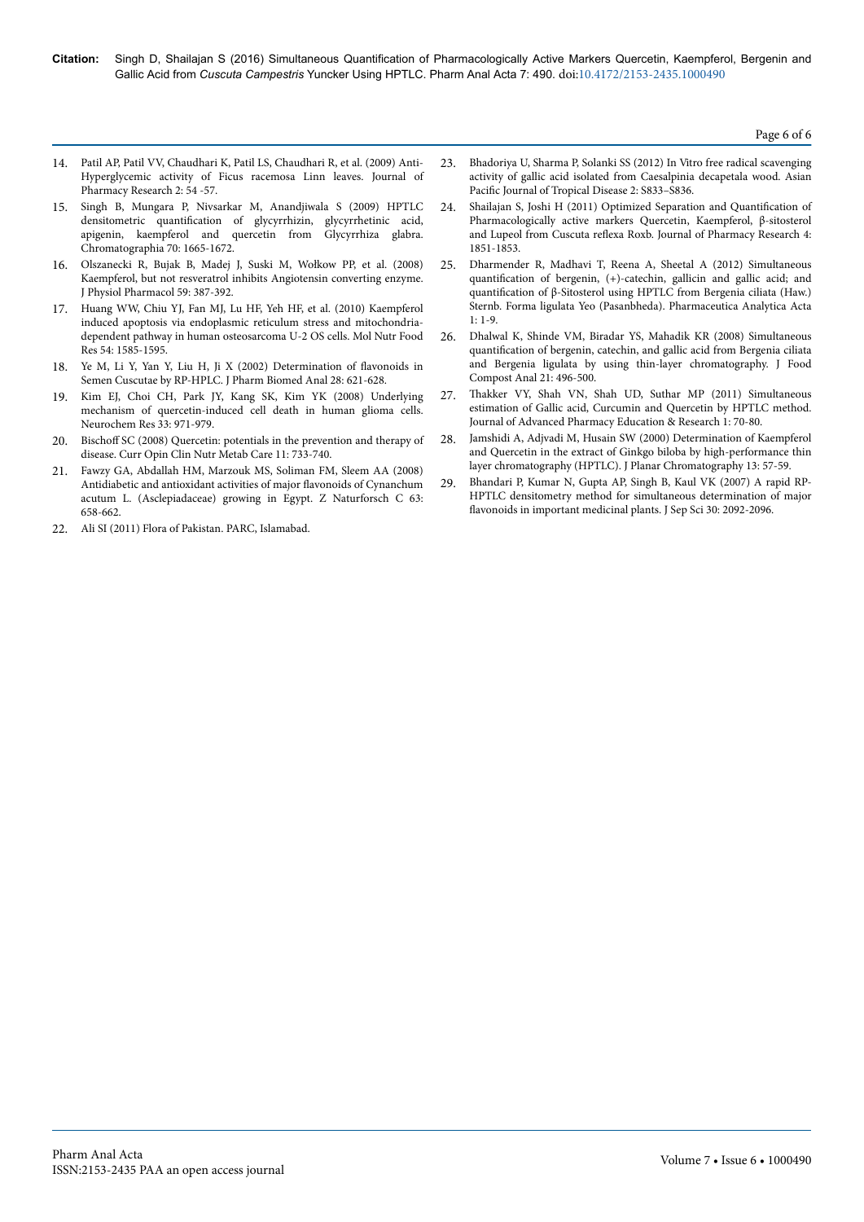14. Patil AP, Patil VV, Chaudhari K, Patil LS, Chaudhari R, et al. (2009) Anti-Hyperglycemic activity of Ficus racemosa Linn leaves. Journal of Pharmacy Research 2: 54 -57.
15. Singh B, Mungara P, Nivsarkar M, Anandjiwala S (2009) HPTLC densitometric quantification of glycyrrhizin, glycyrrhetinic acid, apigenin, kaempferol and quercetin from Glycyrrhiza glabra. Chromatographia 70: 1665-1672.
16. Olszanecki R, Bujak B, Madej J, Suski M, Wołkow PP, et al. (2008) Kaempferol, but not resveratrol inhibits Angiotensin converting enzyme. J Physiol Pharmacol 59: 387-392.
17. Huang WW, Chiu YJ, Fan MJ, Lu HF, Yeh HF, et al. (2010) Kaempferol induced apoptosis via endoplasmic reticulum stress and mitochondria-dependent pathway in human osteosarcoma U-2 OS cells. Mol Nutr Food Res 54: 1585-1595.
18. Ye M, Li Y, Yan Y, Liu H, Ji X (2002) Determination of flavonoids in Semen Cuscutae by RP-HPLC. J Pharm Biomed Anal 28: 621-628.
19. Kim EJ, Choi CH, Park JY, Kang SK, Kim YK (2008) Underlying mechanism of quercetin-induced cell death in human glioma cells. Neurochem Res 33: 971-979.
20. Bischoff SC (2008) Quercetin: potentials in the prevention and therapy of disease. Curr Opin Clin Nutr Metab Care 11: 733-740.
21. Fawzy GA, Abdallah HM, Marzouk MS, Soliman FM, Sleem AA (2008) Antidiabetic and antioxidant activities of major flavonoids of Cynanchum acutum L. (Asclepiadaceae) growing in Egypt. Z Naturforsch C 63: 658-662.
22. Ali SI (2011) Flora of Pakistan. PARC, Islamabad.
23. Bhadoriya U, Sharma P, Solanki SS (2012) In Vitro free radical scavenging activity of gallic acid isolated from Caesalpinia decapetala wood. Asian Pacific Journal of Tropical Disease 2: S833–S836.
24. Shailajan S, Joshi H (2011) Optimized Separation and Quantification of Pharmacologically active markers Quercetin, Kaempferol, β-sitosterol and Lupeol from Cuscuta reflexa Roxb. Journal of Pharmacy Research 4: 1851-1853.
25. Dharmender R, Madhavi T, Reena A, Sheetal A (2012) Simultaneous quantification of bergenin, (+)-catechin, gallicin and gallic acid; and quantification of β-Sitosterol using HPTLC from Bergenia ciliata (Haw.) Sternb. Forma ligulata Yeo (Pasanbheda). Pharmaceutica Analytica Acta 1: 1-9.
26. Dhalwal K, Shinde VM, Biradar YS, Mahadik KR (2008) Simultaneous quantification of bergenin, catechin, and gallic acid from Bergenia ciliata and Bergenia ligulata by using thin-layer chromatography. J Food Compost Anal 21: 496-500.
27. Thakker VY, Shah VN, Shah UD, Suthar MP (2011) Simultaneous estimation of Gallic acid, Curcumin and Quercetin by HPTLC method. Journal of Advanced Pharmacy Education & Research 1: 70-80.
28. Jamshidi A, Adjvadi M, Husain SW (2000) Determination of Kaempferol and Quercetin in the extract of Ginkgo biloba by high-performance thin layer chromatography (HPTLC). J Planar Chromatography 13: 57-59.
29. Bhandari P, Kumar N, Gupta AP, Singh B, Kaul VK (2007) A rapid RP-HPTLC densitometry method for simultaneous determination of major flavonoids in important medicinal plants. J Sep Sci 30: 2092-2096.